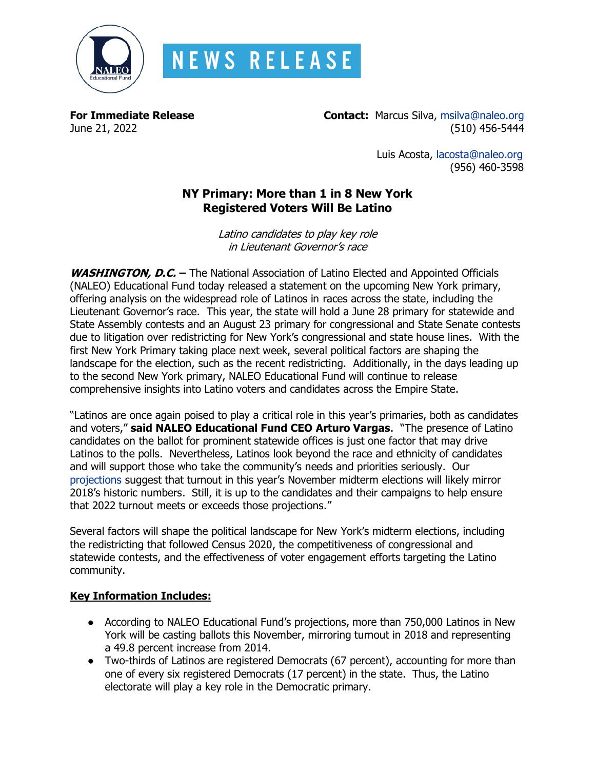# NEWS RELEASE

**For Immediate Release**
June 21, 2022

**Contact:** Marcus Silva, msilva@naleo.org
(510) 456-5444

Luis Acosta, lacosta@naleo.org
(956) 460-3598

## NY Primary: More than 1 in 8 New York Registered Voters Will Be Latino

*Latino candidates to play key role in Lieutenant Governor's race*

***WASHINGTON, D.C.*** **–** The National Association of Latino Elected and Appointed Officials (NALEO) Educational Fund today released a statement on the upcoming New York primary, offering analysis on the widespread role of Latinos in races across the state, including the Lieutenant Governor's race. This year, the state will hold a June 28 primary for statewide and State Assembly contests and an August 23 primary for congressional and State Senate contests due to litigation over redistricting for New York's congressional and state house lines. With the first New York Primary taking place next week, several political factors are shaping the landscape for the election, such as the recent redistricting. Additionally, in the days leading up to the second New York primary, NALEO Educational Fund will continue to release comprehensive insights into Latino voters and candidates across the Empire State.

"Latinos are once again poised to play a critical role in this year's primaries, both as candidates and voters," **said NALEO Educational Fund CEO Arturo Vargas**. "The presence of Latino candidates on the ballot for prominent statewide offices is just one factor that may drive Latinos to the polls. Nevertheless, Latinos look beyond the race and ethnicity of candidates and will support those who take the community's needs and priorities seriously. Our projections suggest that turnout in this year's November midterm elections will likely mirror 2018's historic numbers. Still, it is up to the candidates and their campaigns to help ensure that 2022 turnout meets or exceeds those projections."

Several factors will shape the political landscape for New York's midterm elections, including the redistricting that followed Census 2020, the competitiveness of congressional and statewide contests, and the effectiveness of voter engagement efforts targeting the Latino community.

**Key Information Includes:**

- According to NALEO Educational Fund's projections, more than 750,000 Latinos in New York will be casting ballots this November, mirroring turnout in 2018 and representing a 49.8 percent increase from 2014.
- Two-thirds of Latinos are registered Democrats (67 percent), accounting for more than one of every six registered Democrats (17 percent) in the state. Thus, the Latino electorate will play a key role in the Democratic primary.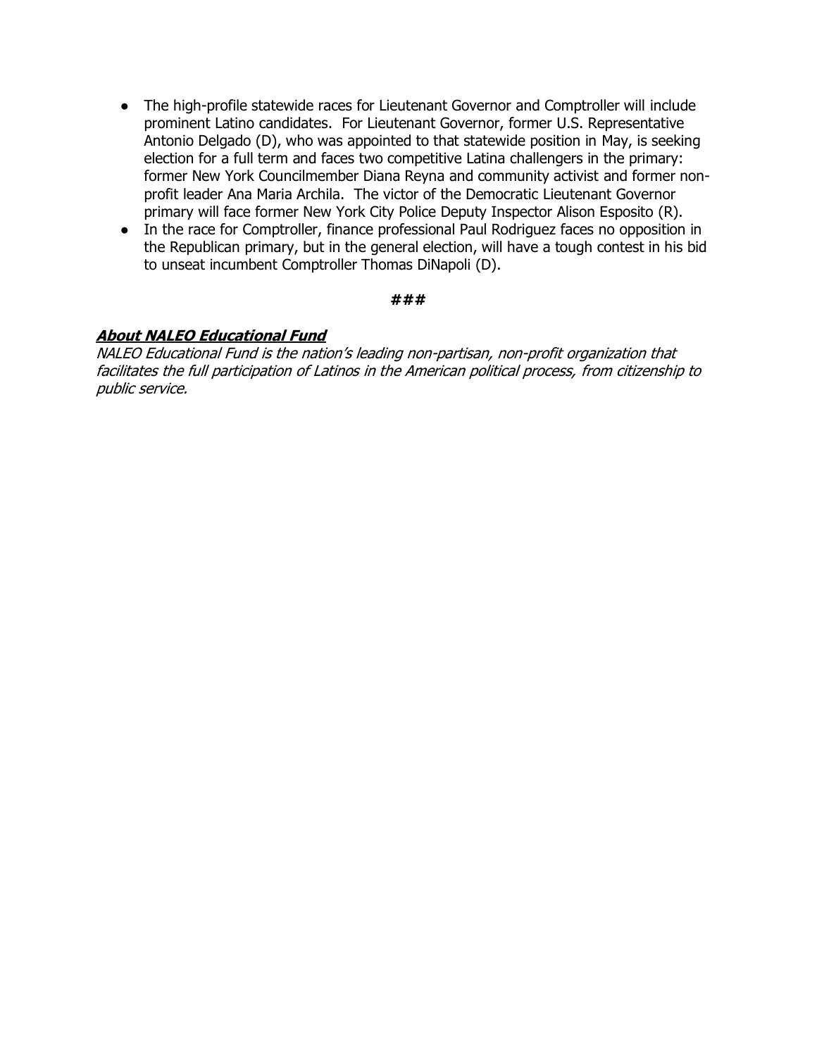- The high-profile statewide races for Lieutenant Governor and Comptroller will include prominent Latino candidates. For Lieutenant Governor, former U.S. Representative Antonio Delgado (D), who was appointed to that statewide position in May, is seeking election for a full term and faces two competitive Latina challengers in the primary: former New York Councilmember Diana Reyna and community activist and former non-profit leader Ana Maria Archila. The victor of the Democratic Lieutenant Governor primary will face former New York City Police Deputy Inspector Alison Esposito (R).
- In the race for Comptroller, finance professional Paul Rodriguez faces no opposition in the Republican primary, but in the general election, will have a tough contest in his bid to unseat incumbent Comptroller Thomas DiNapoli (D).

**###**

***About NALEO Educational Fund***

*NALEO Educational Fund is the nation's leading non-partisan, non-profit organization that facilitates the full participation of Latinos in the American political process, from citizenship to public service.*